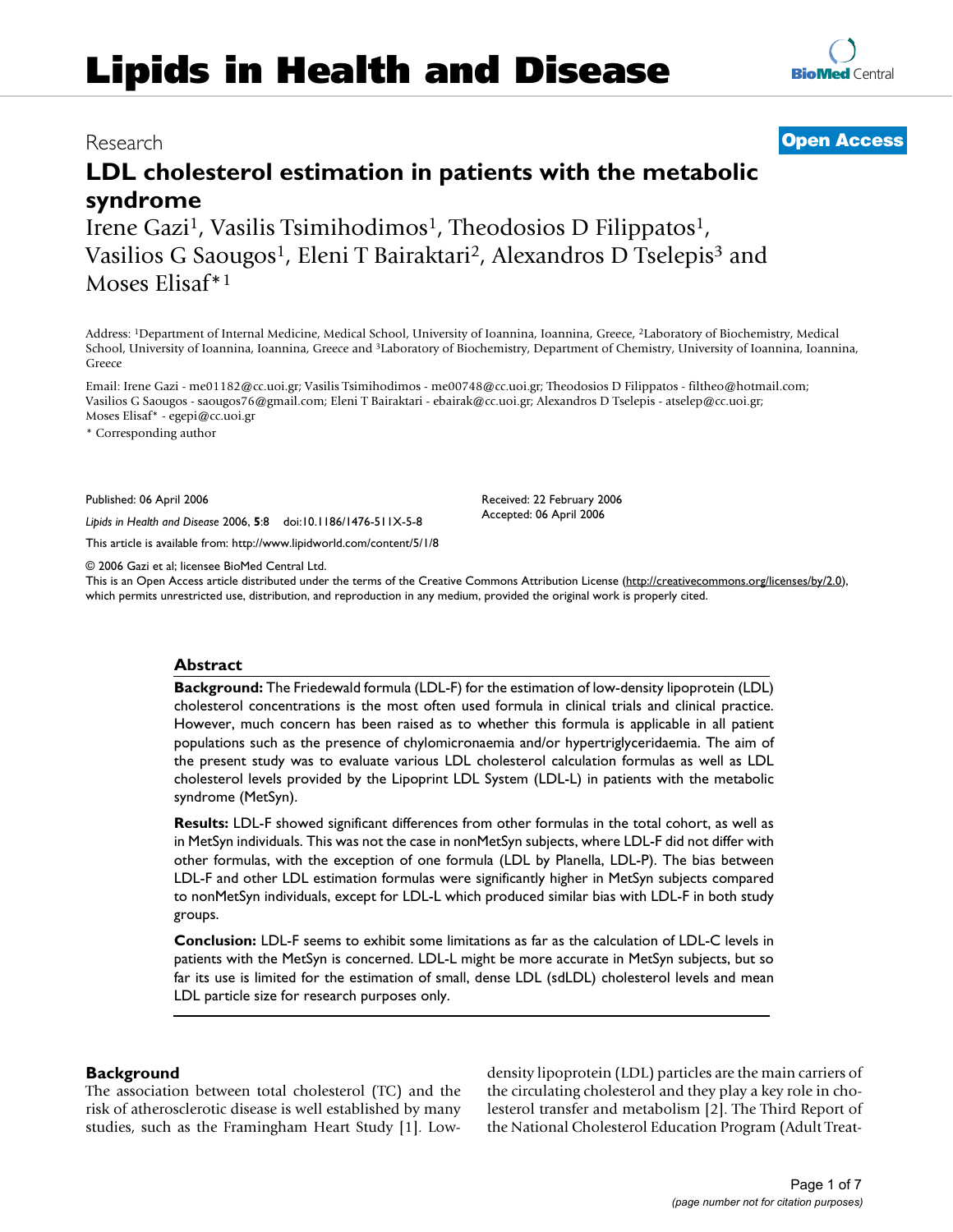# Lipids in Health and Disease

Research

**Open Access**

## LDL cholesterol estimation in patients with the metabolic syndrome

Irene Gazi[1], Vasilis Tsimihodimos[1], Theodosios D Filippatos[1], Vasilios G Saougos[1], Eleni T Bairaktari[2], Alexandros D Tselepis[3] and Moses Elisaf*[1]

Address: [1]Department of Internal Medicine, Medical School, University of Ioannina, Ioannina, Greece, [2]Laboratory of Biochemistry, Medical School, University of Ioannina, Ioannina, Greece and [3]Laboratory of Biochemistry, Department of Chemistry, University of Ioannina, Ioannina, Greece

Email: Irene Gazi - me01182@cc.uoi.gr; Vasilis Tsimihodimos - me00748@cc.uoi.gr; Theodosios D Filippatos - filtheo@hotmail.com; Vasilios G Saougos - saougos76@gmail.com; Eleni T Bairaktari - ebairak@cc.uoi.gr; Alexandros D Tselepis - atselep@cc.uoi.gr; Moses Elisaf* - egepi@cc.uoi.gr

* Corresponding author

Published: 06 April 2006

*Lipids in Health and Disease* 2006, **5**:8 doi:10.1186/1476-511X-5-8

This article is available from: http://www.lipidworld.com/content/5/1/8

Received: 22 February 2006
Accepted: 06 April 2006

© 2006 Gazi et al; licensee BioMed Central Ltd.
This is an Open Access article distributed under the terms of the Creative Commons Attribution License (http://creativecommons.org/licenses/by/2.0), which permits unrestricted use, distribution, and reproduction in any medium, provided the original work is properly cited.

### Abstract

**Background:** The Friedewald formula (LDL-F) for the estimation of low-density lipoprotein (LDL) cholesterol concentrations is the most often used formula in clinical trials and clinical practice. However, much concern has been raised as to whether this formula is applicable in all patient populations such as the presence of chylomicronaemia and/or hypertriglyceridaemia. The aim of the present study was to evaluate various LDL cholesterol calculation formulas as well as LDL cholesterol levels provided by the Lipoprint LDL System (LDL-L) in patients with the metabolic syndrome (MetSyn).

**Results:** LDL-F showed significant differences from other formulas in the total cohort, as well as in MetSyn individuals. This was not the case in nonMetSyn subjects, where LDL-F did not differ with other formulas, with the exception of one formula (LDL by Planella, LDL-P). The bias between LDL-F and other LDL estimation formulas were significantly higher in MetSyn subjects compared to nonMetSyn individuals, except for LDL-L which produced similar bias with LDL-F in both study groups.

**Conclusion:** LDL-F seems to exhibit some limitations as far as the calculation of LDL-C levels in patients with the MetSyn is concerned. LDL-L might be more accurate in MetSyn subjects, but so far its use is limited for the estimation of small, dense LDL (sdLDL) cholesterol levels and mean LDL particle size for research purposes only.

### Background

The association between total cholesterol (TC) and the risk of atherosclerotic disease is well established by many studies, such as the Framingham Heart Study [1]. Low-density lipoprotein (LDL) particles are the main carriers of the circulating cholesterol and they play a key role in cholesterol transfer and metabolism [2]. The Third Report of the National Cholesterol Education Program (Adult Treat-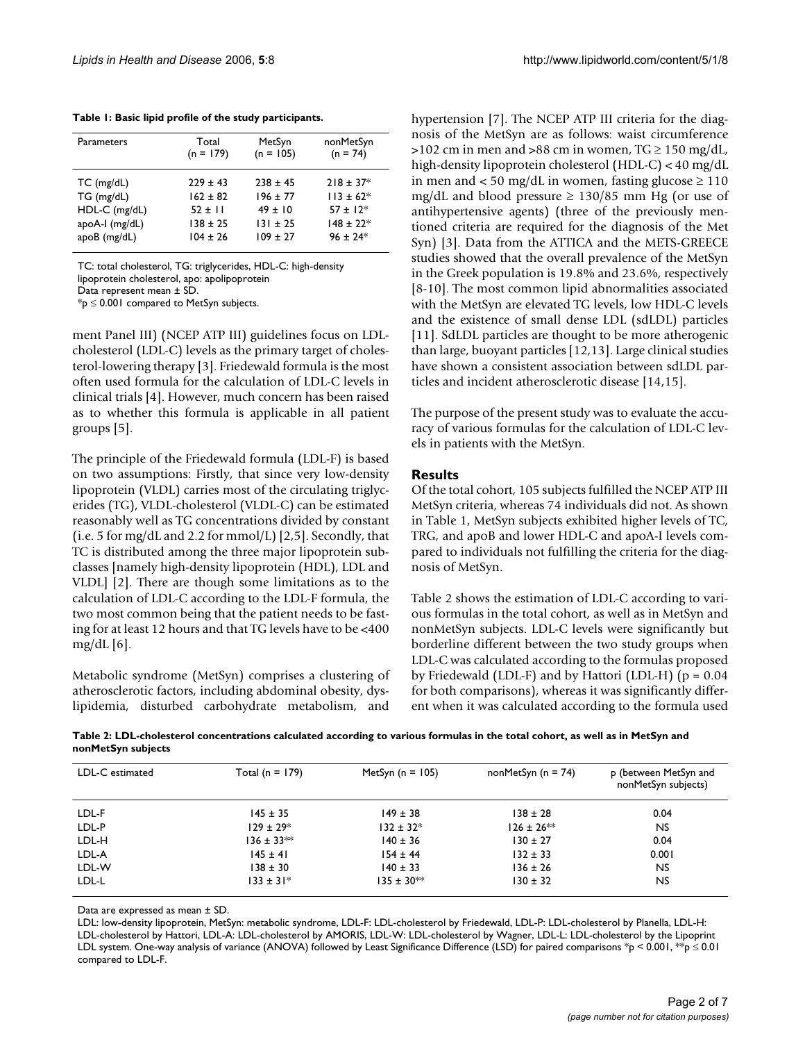**Table 1: Basic lipid profile of the study participants.**

| Parameters | Total (n = 179) | MetSyn (n = 105) | nonMetSyn (n = 74) |
|---|---|---|---|
| TC (mg/dL) | 229 ± 43 | 238 ± 45 | 218 ± 37* |
| TG (mg/dL) | 162 ± 82 | 196 ± 77 | 113 ± 62* |
| HDL-C (mg/dL) | 52 ± 11 | 49 ± 10 | 57 ± 12* |
| apoA-I (mg/dL) | 138 ± 25 | 131 ± 25 | 148 ± 22* |
| apoB (mg/dL) | 104 ± 26 | 109 ± 27 | 96 ± 24* |

TC: total cholesterol, TG: triglycerides, HDL-C: high-density lipoprotein cholesterol, apo: apolipoprotein
Data represent mean ± SD.
*$p \leq 0.001$ compared to MetSyn subjects.

ment Panel III) (NCEP ATP III) guidelines focus on LDL-cholesterol (LDL-C) levels as the primary target of cholesterol-lowering therapy [3]. Friedewald formula is the most often used formula for the calculation of LDL-C levels in clinical trials [4]. However, much concern has been raised as to whether this formula is applicable in all patient groups [5].

The principle of the Friedewald formula (LDL-F) is based on two assumptions: Firstly, that since very low-density lipoprotein (VLDL) carries most of the circulating triglycerides (TG), VLDL-cholesterol (VLDL-C) can be estimated reasonably well as TG concentrations divided by constant (i.e. 5 for mg/dL and 2.2 for mmol/L) [2,5]. Secondly, that TC is distributed among the three major lipoprotein subclasses [namely high-density lipoprotein (HDL), LDL and VLDL] [2]. There are though some limitations as to the calculation of LDL-C according to the LDL-F formula, the two most common being that the patient needs to be fasting for at least 12 hours and that TG levels have to be <400 mg/dL [6].

Metabolic syndrome (MetSyn) comprises a clustering of atherosclerotic factors, including abdominal obesity, dyslipidemia, disturbed carbohydrate metabolism, and hypertension [7]. The NCEP ATP III criteria for the diagnosis of the MetSyn are as follows: waist circumference >102 cm in men and >88 cm in women, TG ≥ 150 mg/dL, high-density lipoprotein cholesterol (HDL-C) < 40 mg/dL in men and < 50 mg/dL in women, fasting glucose ≥ 110 mg/dL and blood pressure ≥ 130/85 mm Hg (or use of antihypertensive agents) (three of the previously mentioned criteria are required for the diagnosis of the Met Syn) [3]. Data from the ATTICA and the METS-GREECE studies showed that the overall prevalence of the MetSyn in the Greek population is 19.8% and 23.6%, respectively [8-10]. The most common lipid abnormalities associated with the MetSyn are elevated TG levels, low HDL-C levels and the existence of small dense LDL (sdLDL) particles [11]. SdLDL particles are thought to be more atherogenic than large, buoyant particles [12,13]. Large clinical studies have shown a consistent association between sdLDL particles and incident atherosclerotic disease [14,15].

The purpose of the present study was to evaluate the accuracy of various formulas for the calculation of LDL-C levels in patients with the MetSyn.

## Results

Of the total cohort, 105 subjects fulfilled the NCEP ATP III MetSyn criteria, whereas 74 individuals did not. As shown in Table 1, MetSyn subjects exhibited higher levels of TC, TRG, and apoB and lower HDL-C and apoA-I levels compared to individuals not fulfilling the criteria for the diagnosis of MetSyn.

Table 2 shows the estimation of LDL-C according to various formulas in the total cohort, as well as in MetSyn and nonMetSyn subjects. LDL-C levels were significantly but borderline different between the two study groups when LDL-C was calculated according to the formulas proposed by Friedewald (LDL-F) and by Hattori (LDL-H) ($p = 0.04$ for both comparisons), whereas it was significantly different when it was calculated according to the formula used

**Table 2: LDL-cholesterol concentrations calculated according to various formulas in the total cohort, as well as in MetSyn and nonMetSyn subjects**

| LDL-C estimated | Total (n = 179) | MetSyn (n = 105) | nonMetSyn (n = 74) | p (between MetSyn and nonMetSyn subjects) |
|---|---|---|---|---|
| LDL-F | 145 ± 35 | 149 ± 38 | 138 ± 28 | 0.04 |
| LDL-P | 129 ± 29* | 132 ± 32* | 126 ± 26** | NS |
| LDL-H | 136 ± 33** | 140 ± 36 | 130 ± 27 | 0.04 |
| LDL-A | 145 ± 41 | 154 ± 44 | 132 ± 33 | 0.001 |
| LDL-W | 138 ± 30 | 140 ± 33 | 136 ± 26 | NS |
| LDL-L | 133 ± 31* | 135 ± 30** | 130 ± 32 | NS |

Data are expressed as mean ± SD.
LDL: low-density lipoprotein, MetSyn: metabolic syndrome, LDL-F: LDL-cholesterol by Friedewald, LDL-P: LDL-cholesterol by Planella, LDL-H: LDL-cholesterol by Hattori, LDL-A: LDL-cholesterol by AMORIS, LDL-W: LDL-cholesterol by Wagner, LDL-L: LDL-cholesterol by the Lipoprint LDL system. One-way analysis of variance (ANOVA) followed by Least Significance Difference (LSD) for paired comparisons *$p < 0.001$, **$p \leq 0.01$ compared to LDL-F.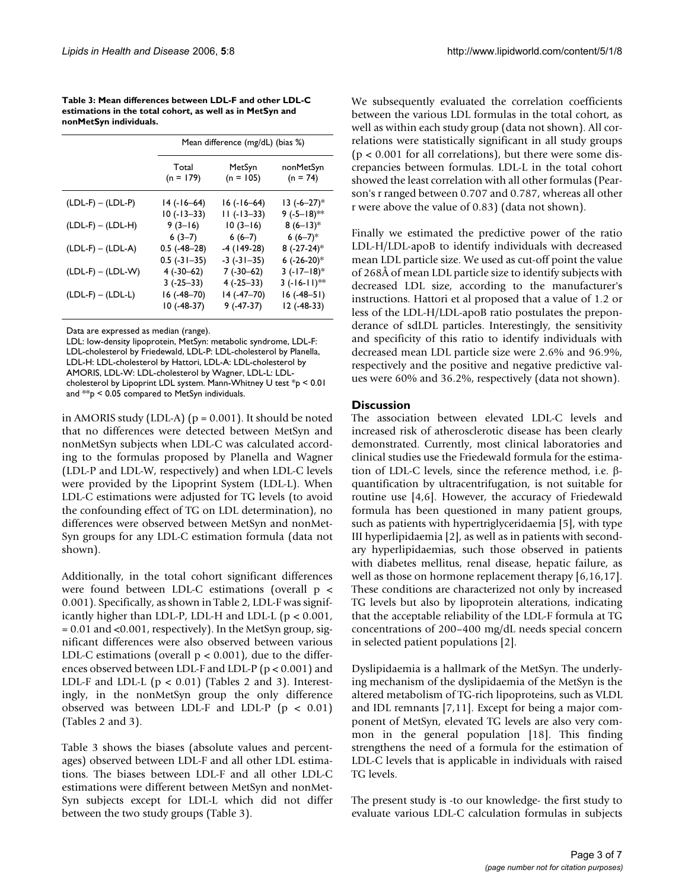**Table 3: Mean differences between LDL-F and other LDL-C estimations in the total cohort, as well as in MetSyn and nonMetSyn individuals.**

| | Mean difference (mg/dL) (bias %) | | |
|---|---|---|---|
| | Total (n = 179) | MetSyn (n = 105) | nonMetSyn (n = 74) |
| (LDL-F) – (LDL-P) | 14 (-16–64) | 16 (-16–64) | 13 (-6–27)* |
| | 10 (-13–33) | 11 (-13–33) | 9 (-5–18)** |
| (LDL-F) – (LDL-H) | 9 (3–16) | 10 (3–16) | 8 (6–13)* |
| | 6 (3–7) | 6 (6–7) | 6 (6–7)* |
| (LDL-F) – (LDL-A) | 0.5 (-48–28) | -4 (149-28) | 8 (-27-24)* |
| | 0.5 (-31–35) | -3 (-31–35) | 6 (-26-20)* |
| (LDL-F) – (LDL-W) | 4 (-30–62) | 7 (-30–62) | 3 (-17–18)* |
| | 3 (-25–33) | 4 (-25–33) | 3 (-16-11)** |
| (LDL-F) – (LDL-L) | 16 (-48–70) | 14 (-47–70) | 16 (-48–51) |
| | 10 (-48-37) | 9 (-47-37) | 12 (-48-33) |

Data are expressed as median (range).

LDL: low-density lipoprotein, MetSyn: metabolic syndrome, LDL-F: LDL-cholesterol by Friedewald, LDL-P: LDL-cholesterol by Planella, LDL-H: LDL-cholesterol by Hattori, LDL-A: LDL-cholesterol by AMORIS, LDL-W: LDL-cholesterol by Wagner, LDL-L: LDL-cholesterol by Lipoprint LDL system. Mann-Whitney U test *p < 0.01 and **p < 0.05 compared to MetSyn individuals.

in AMORIS study (LDL-A) ($p = 0.001$). It should be noted that no differences were detected between MetSyn and nonMetSyn subjects when LDL-C was calculated according to the formulas proposed by Planella and Wagner (LDL-P and LDL-W, respectively) and when LDL-C levels were provided by the Lipoprint System (LDL-L). When LDL-C estimations were adjusted for TG levels (to avoid the confounding effect of TG on LDL determination), no differences were observed between MetSyn and nonMetSyn groups for any LDL-C estimation formula (data not shown).

Additionally, in the total cohort significant differences were found between LDL-C estimations (overall $p < 0.001$). Specifically, as shown in Table 2, LDL-F was significantly higher than LDL-P, LDL-H and LDL-L ($p < 0.001$, $= 0.01$ and $<0.001$, respectively). In the MetSyn group, significant differences were also observed between various LDL-C estimations (overall $p < 0.001$), due to the differences observed between LDL-F and LDL-P ($p < 0.001$) and LDL-F and LDL-L ($p < 0.01$) (Tables 2 and 3). Interestingly, in the nonMetSyn group the only difference observed was between LDL-F and LDL-P ($p < 0.01$) (Tables 2 and 3).

Table 3 shows the biases (absolute values and percentages) observed between LDL-F and all other LDL estimations. The biases between LDL-F and all other LDL-C estimations were different between MetSyn and nonMetSyn subjects except for LDL-L which did not differ between the two study groups (Table 3).

We subsequently evaluated the correlation coefficients between the various LDL formulas in the total cohort, as well as within each study group (data not shown). All correlations were statistically significant in all study groups ($p < 0.001$ for all correlations), but there were some discrepancies between formulas. LDL-L in the total cohort showed the least correlation with all other formulas (Pearson's r ranged between 0.707 and 0.787, whereas all other r were above the value of 0.83) (data not shown).

Finally we estimated the predictive power of the ratio LDL-H/LDL-apoB to identify individuals with decreased mean LDL particle size. We used as cut-off point the value of 268Å of mean LDL particle size to identify subjects with decreased LDL size, according to the manufacturer's instructions. Hattori et al proposed that a value of 1.2 or less of the LDL-H/LDL-apoB ratio postulates the preponderance of sdLDL particles. Interestingly, the sensitivity and specificity of this ratio to identify individuals with decreased mean LDL particle size were 2.6% and 96.9%, respectively and the positive and negative predictive values were 60% and 36.2%, respectively (data not shown).

## Discussion

The association between elevated LDL-C levels and increased risk of atherosclerotic disease has been clearly demonstrated. Currently, most clinical laboratories and clinical studies use the Friedewald formula for the estimation of LDL-C levels, since the reference method, i.e. β-quantification by ultracentrifugation, is not suitable for routine use [4,6]. However, the accuracy of Friedewald formula has been questioned in many patient groups, such as patients with hypertriglyceridaemia [5], with type III hyperlipidaemia [2], as well as in patients with secondary hyperlipidaemias, such those observed in patients with diabetes mellitus, renal disease, hepatic failure, as well as those on hormone replacement therapy [6,16,17]. These conditions are characterized not only by increased TG levels but also by lipoprotein alterations, indicating that the acceptable reliability of the LDL-F formula at TG concentrations of 200–400 mg/dL needs special concern in selected patient populations [2].

Dyslipidaemia is a hallmark of the MetSyn. The underlying mechanism of the dyslipidaemia of the MetSyn is the altered metabolism of TG-rich lipoproteins, such as VLDL and IDL remnants [7,11]. Except for being a major component of MetSyn, elevated TG levels are also very common in the general population [18]. This finding strengthens the need of a formula for the estimation of LDL-C levels that is applicable in individuals with raised TG levels.

The present study is -to our knowledge- the first study to evaluate various LDL-C calculation formulas in subjects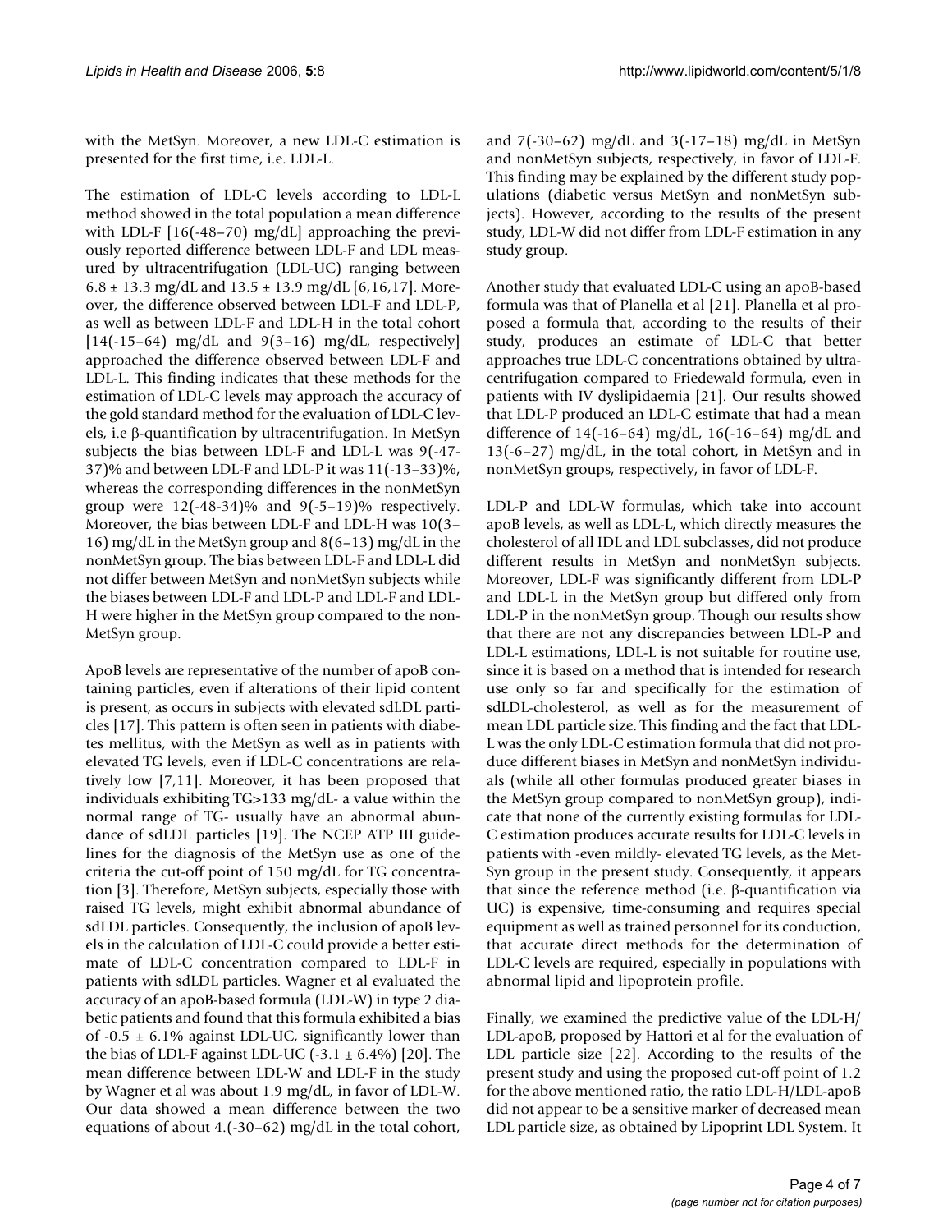with the MetSyn. Moreover, a new LDL-C estimation is presented for the first time, i.e. LDL-L.

The estimation of LDL-C levels according to LDL-L method showed in the total population a mean difference with LDL-F [16(-48–70) mg/dL] approaching the previously reported difference between LDL-F and LDL measured by ultracentrifugation (LDL-UC) ranging between $6.8 \pm 13.3$ mg/dL and $13.5 \pm 13.9$ mg/dL [6,16,17]. Moreover, the difference observed between LDL-F and LDL-P, as well as between LDL-F and LDL-H in the total cohort [14(-15–64) mg/dL and 9(3–16) mg/dL, respectively] approached the difference observed between LDL-F and LDL-L. This finding indicates that these methods for the estimation of LDL-C levels may approach the accuracy of the gold standard method for the evaluation of LDL-C levels, i.e β-quantification by ultracentrifugation. In MetSyn subjects the bias between LDL-F and LDL-L was 9(-47-37)% and between LDL-F and LDL-P it was 11(-13–33)%, whereas the corresponding differences in the nonMetSyn group were 12(-48-34)% and 9(-5–19)% respectively. Moreover, the bias between LDL-F and LDL-H was 10(3–16) mg/dL in the MetSyn group and 8(6–13) mg/dL in the nonMetSyn group. The bias between LDL-F and LDL-L did not differ between MetSyn and nonMetSyn subjects while the biases between LDL-F and LDL-P and LDL-F and LDL-H were higher in the MetSyn group compared to the nonMetSyn group.

ApoB levels are representative of the number of apoB containing particles, even if alterations of their lipid content is present, as occurs in subjects with elevated sdLDL particles [17]. This pattern is often seen in patients with diabetes mellitus, with the MetSyn as well as in patients with elevated TG levels, even if LDL-C concentrations are relatively low [7,11]. Moreover, it has been proposed that individuals exhibiting TG>133 mg/dL- a value within the normal range of TG- usually have an abnormal abundance of sdLDL particles [19]. The NCEP ATP III guidelines for the diagnosis of the MetSyn use as one of the criteria the cut-off point of 150 mg/dL for TG concentration [3]. Therefore, MetSyn subjects, especially those with raised TG levels, might exhibit abnormal abundance of sdLDL particles. Consequently, the inclusion of apoB levels in the calculation of LDL-C could provide a better estimate of LDL-C concentration compared to LDL-F in patients with sdLDL particles. Wagner et al evaluated the accuracy of an apoB-based formula (LDL-W) in type 2 diabetic patients and found that this formula exhibited a bias of $-0.5 \pm 6.1\%$ against LDL-UC, significantly lower than the bias of LDL-F against LDL-UC ($-3.1 \pm 6.4\%$) [20]. The mean difference between LDL-W and LDL-F in the study by Wagner et al was about 1.9 mg/dL, in favor of LDL-W. Our data showed a mean difference between the two equations of about 4.(-30–62) mg/dL in the total cohort, and 7(-30–62) mg/dL and 3(-17–18) mg/dL in MetSyn and nonMetSyn subjects, respectively, in favor of LDL-F. This finding may be explained by the different study populations (diabetic versus MetSyn and nonMetSyn subjects). However, according to the results of the present study, LDL-W did not differ from LDL-F estimation in any study group.

Another study that evaluated LDL-C using an apoB-based formula was that of Planella et al [21]. Planella et al proposed a formula that, according to the results of their study, produces an estimate of LDL-C that better approaches true LDL-C concentrations obtained by ultracentrifugation compared to Friedewald formula, even in patients with IV dyslipidaemia [21]. Our results showed that LDL-P produced an LDL-C estimate that had a mean difference of 14(-16–64) mg/dL, 16(-16–64) mg/dL and 13(-6–27) mg/dL, in the total cohort, in MetSyn and in nonMetSyn groups, respectively, in favor of LDL-F.

LDL-P and LDL-W formulas, which take into account apoB levels, as well as LDL-L, which directly measures the cholesterol of all IDL and LDL subclasses, did not produce different results in MetSyn and nonMetSyn subjects. Moreover, LDL-F was significantly different from LDL-P and LDL-L in the MetSyn group but differed only from LDL-P in the nonMetSyn group. Though our results show that there are not any discrepancies between LDL-P and LDL-L estimations, LDL-L is not suitable for routine use, since it is based on a method that is intended for research use only so far and specifically for the estimation of sdLDL-cholesterol, as well as for the measurement of mean LDL particle size. This finding and the fact that LDL-L was the only LDL-C estimation formula that did not produce different biases in MetSyn and nonMetSyn individuals (while all other formulas produced greater biases in the MetSyn group compared to nonMetSyn group), indicate that none of the currently existing formulas for LDL-C estimation produces accurate results for LDL-C levels in patients with -even mildly- elevated TG levels, as the MetSyn group in the present study. Consequently, it appears that since the reference method (i.e. β-quantification via UC) is expensive, time-consuming and requires special equipment as well as trained personnel for its conduction, that accurate direct methods for the determination of LDL-C levels are required, especially in populations with abnormal lipid and lipoprotein profile.

Finally, we examined the predictive value of the LDL-H/LDL-apoB, proposed by Hattori et al for the evaluation of LDL particle size [22]. According to the results of the present study and using the proposed cut-off point of 1.2 for the above mentioned ratio, the ratio LDL-H/LDL-apoB did not appear to be a sensitive marker of decreased mean LDL particle size, as obtained by Lipoprint LDL System. It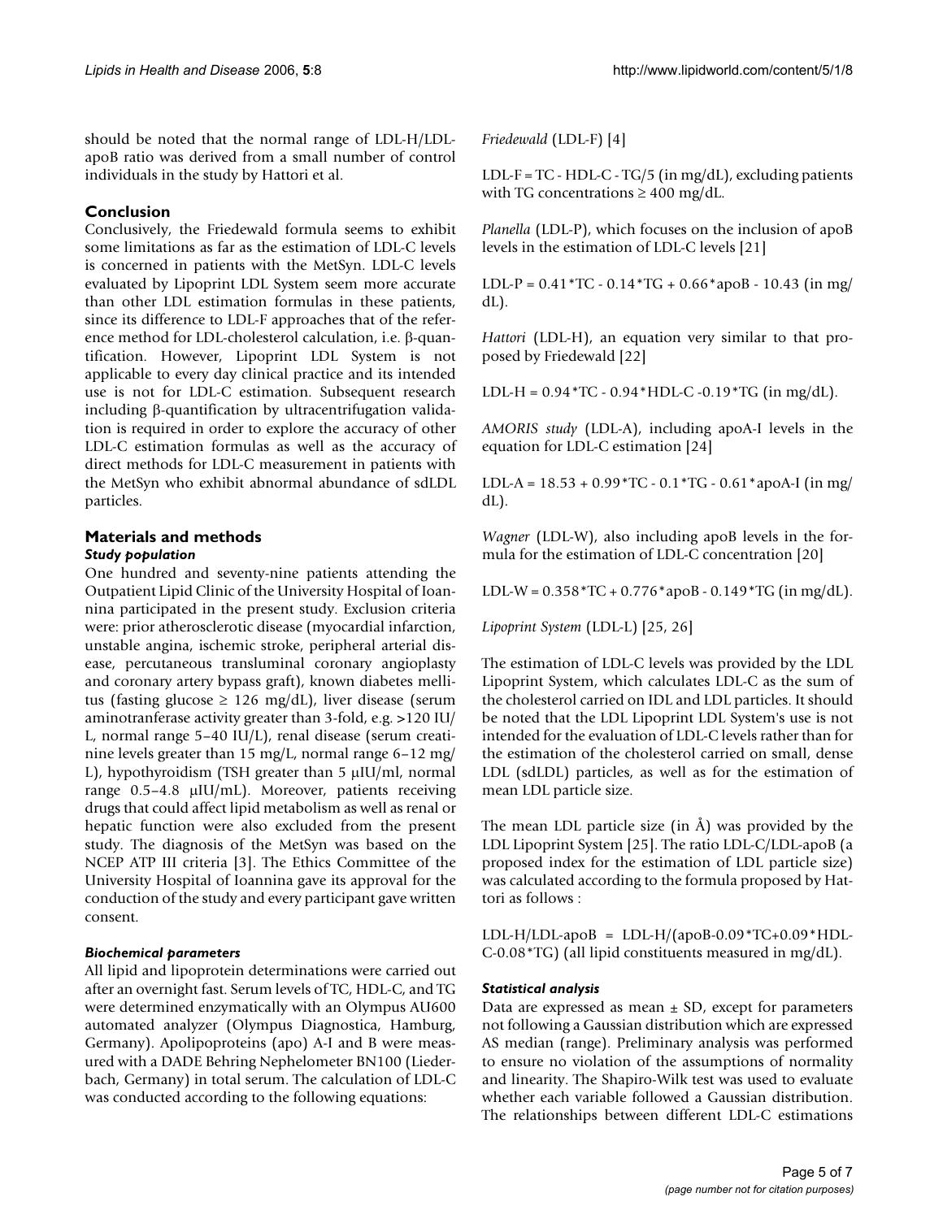should be noted that the normal range of LDL-H/LDL-apoB ratio was derived from a small number of control individuals in the study by Hattori et al.

## Conclusion

Conclusively, the Friedewald formula seems to exhibit some limitations as far as the estimation of LDL-C levels is concerned in patients with the MetSyn. LDL-C levels evaluated by Lipoprint LDL System seem more accurate than other LDL estimation formulas in these patients, since its difference to LDL-F approaches that of the reference method for LDL-cholesterol calculation, i.e. β-quantification. However, Lipoprint LDL System is not applicable to every day clinical practice and its intended use is not for LDL-C estimation. Subsequent research including β-quantification by ultracentrifugation validation is required in order to explore the accuracy of other LDL-C estimation formulas as well as the accuracy of direct methods for LDL-C measurement in patients with the MetSyn who exhibit abnormal abundance of sdLDL particles.

## Materials and methods

### *Study population*

One hundred and seventy-nine patients attending the Outpatient Lipid Clinic of the University Hospital of Ioannina participated in the present study. Exclusion criteria were: prior atherosclerotic disease (myocardial infarction, unstable angina, ischemic stroke, peripheral arterial disease, percutaneous transluminal coronary angioplasty and coronary artery bypass graft), known diabetes mellitus (fasting glucose ≥ 126 mg/dL), liver disease (serum aminotranferase activity greater than 3-fold, e.g. >120 IU/L, normal range 5–40 IU/L), renal disease (serum creatinine levels greater than 15 mg/L, normal range 6–12 mg/L), hypothyroidism (TSH greater than 5 μIU/ml, normal range 0.5–4.8 μIU/mL). Moreover, patients receiving drugs that could affect lipid metabolism as well as renal or hepatic function were also excluded from the present study. The diagnosis of the MetSyn was based on the NCEP ATP III criteria [3]. The Ethics Committee of the University Hospital of Ioannina gave its approval for the conduction of the study and every participant gave written consent.

### *Biochemical parameters*

All lipid and lipoprotein determinations were carried out after an overnight fast. Serum levels of TC, HDL-C, and TG were determined enzymatically with an Olympus AU600 automated analyzer (Olympus Diagnostica, Hamburg, Germany). Apolipoproteins (apo) A-I and B were measured with a DADE Behring Nephelometer BN100 (Liederbach, Germany) in total serum. The calculation of LDL-C was conducted according to the following equations:

*Friedewald* (LDL-F) [4]

LDL-F = TC - HDL-C - TG/5 (in mg/dL), excluding patients with TG concentrations ≥ 400 mg/dL.

*Planella* (LDL-P), which focuses on the inclusion of apoB levels in the estimation of LDL-C levels [21]

LDL-P = 0.41*TC - 0.14*TG + 0.66*apoB - 10.43 (in mg/dL).

*Hattori* (LDL-H), an equation very similar to that proposed by Friedewald [22]

LDL-H = 0.94*TC - 0.94*HDL-C -0.19*TG (in mg/dL).

*AMORIS study* (LDL-A), including apoA-I levels in the equation for LDL-C estimation [24]

LDL-A = 18.53 + 0.99*TC - 0.1*TG - 0.61*apoA-I (in mg/dL).

*Wagner* (LDL-W), also including apoB levels in the formula for the estimation of LDL-C concentration [20]

LDL-W = 0.358*TC + 0.776*apoB - 0.149*TG (in mg/dL).

*Lipoprint System* (LDL-L) [25, 26]

The estimation of LDL-C levels was provided by the LDL Lipoprint System, which calculates LDL-C as the sum of the cholesterol carried on IDL and LDL particles. It should be noted that the LDL Lipoprint LDL System's use is not intended for the evaluation of LDL-C levels rather than for the estimation of the cholesterol carried on small, dense LDL (sdLDL) particles, as well as for the estimation of mean LDL particle size.

The mean LDL particle size (in Å) was provided by the LDL Lipoprint System [25]. The ratio LDL-C/LDL-apoB (a proposed index for the estimation of LDL particle size) was calculated according to the formula proposed by Hattori as follows :

LDL-H/LDL-apoB = LDL-H/(apoB-0.09*TC+0.09*HDL-C-0.08*TG) (all lipid constituents measured in mg/dL).

### *Statistical analysis*

Data are expressed as mean ± SD, except for parameters not following a Gaussian distribution which are expressed AS median (range). Preliminary analysis was performed to ensure no violation of the assumptions of normality and linearity. The Shapiro-Wilk test was used to evaluate whether each variable followed a Gaussian distribution. The relationships between different LDL-C estimations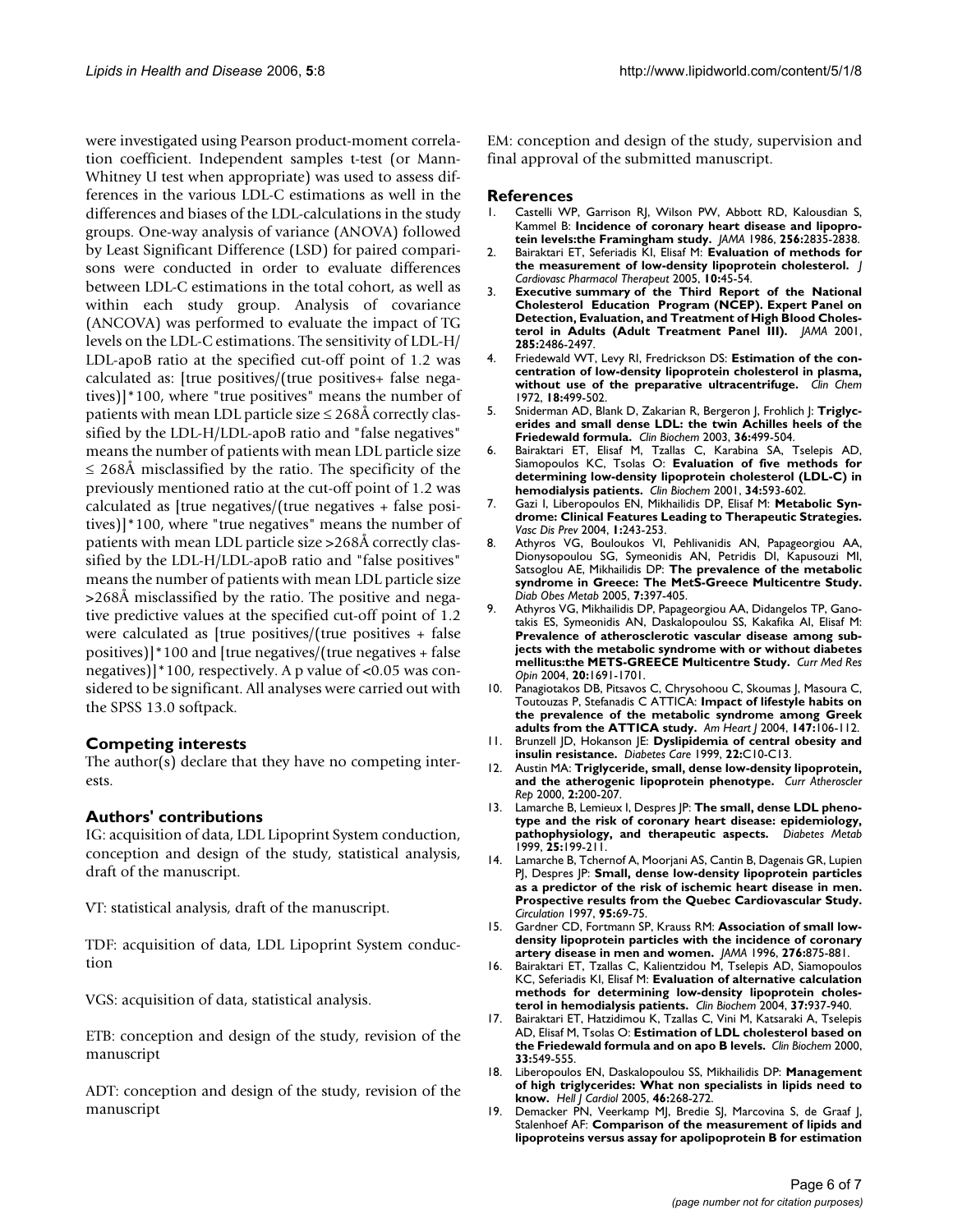were investigated using Pearson product-moment correlation coefficient. Independent samples t-test (or Mann-Whitney U test when appropriate) was used to assess differences in the various LDL-C estimations as well in the differences and biases of the LDL-calculations in the study groups. One-way analysis of variance (ANOVA) followed by Least Significant Difference (LSD) for paired comparisons were conducted in order to evaluate differences between LDL-C estimations in the total cohort, as well as within each study group. Analysis of covariance (ANCOVA) was performed to evaluate the impact of TG levels on the LDL-C estimations. The sensitivity of LDL-H/LDL-apoB ratio at the specified cut-off point of 1.2 was calculated as: [true positives/(true positives+ false negatives)]*100, where "true positives" means the number of patients with mean LDL particle size ≤ 268Å correctly classified by the LDL-H/LDL-apoB ratio and "false negatives" means the number of patients with mean LDL particle size ≤ 268Å misclassified by the ratio. The specificity of the previously mentioned ratio at the cut-off point of 1.2 was calculated as [true negatives/(true negatives + false positives)]*100, where "true negatives" means the number of patients with mean LDL particle size >268Å correctly classified by the LDL-H/LDL-apoB ratio and "false positives" means the number of patients with mean LDL particle size >268Å misclassified by the ratio. The positive and negative predictive values at the specified cut-off point of 1.2 were calculated as [true positives/(true positives + false positives)]*100 and [true negatives/(true negatives + false negatives)]*100, respectively. A p value of <0.05 was considered to be significant. All analyses were carried out with the SPSS 13.0 softpack.

## Competing interests

The author(s) declare that they have no competing interests.

## Authors' contributions

IG: acquisition of data, LDL Lipoprint System conduction, conception and design of the study, statistical analysis, draft of the manuscript.

VT: statistical analysis, draft of the manuscript.

TDF: acquisition of data, LDL Lipoprint System conduction

VGS: acquisition of data, statistical analysis.

ETB: conception and design of the study, revision of the manuscript

ADT: conception and design of the study, revision of the manuscript

EM: conception and design of the study, supervision and final approval of the submitted manuscript.

## References

1. Castelli WP, Garrison RJ, Wilson PW, Abbott RD, Kalousdian S, Kammel B: **Incidence of coronary heart disease and lipoprotein levels:the Framingham study.** *JAMA* 1986, **256:**2835-2838.
2. Bairaktari ET, Seferiadis KI, Elisaf M: **Evaluation of methods for the measurement of low-density lipoprotein cholesterol.** *J Cardiovasc Pharmacol Therapeut* 2005, **10:**45-54.
3. **Executive summary of the Third Report of the National Cholesterol Education Program (NCEP). Expert Panel on Detection, Evaluation, and Treatment of High Blood Cholesterol in Adults (Adult Treatment Panel III).** *JAMA* 2001, **285:**2486-2497.
4. Friedewald WT, Levy RI, Fredrickson DS: **Estimation of the concentration of low-density lipoprotein cholesterol in plasma, without use of the preparative ultracentrifuge.** *Clin Chem* 1972, **18:**499-502.
5. Sniderman AD, Blank D, Zakarian R, Bergeron J, Frohlich J: **Triglycerides and small dense LDL: the twin Achilles heels of the Friedewald formula.** *Clin Biochem* 2003, **36:**499-504.
6. Bairaktari ET, Elisaf M, Tzallas C, Karabina SA, Tselepis AD, Siamopoulos KC, Tsolas O: **Evaluation of five methods for determining low-density lipoprotein cholesterol (LDL-C) in hemodialysis patients.** *Clin Biochem* 2001, **34:**593-602.
7. Gazi I, Liberopoulos EN, Mikhailidis DP, Elisaf M: **Metabolic Syndrome: Clinical Features Leading to Therapeutic Strategies.** *Vasc Dis Prev* 2004, **1:**243-253.
8. Athyros VG, Bouloukos VI, Pehlivanidis AN, Papageorgiou AA, Dionysopoulou SG, Symeonidis AN, Petridis DI, Kapusouzi MI, Satsoglou AE, Mikhailidis DP: **The prevalence of the metabolic syndrome in Greece: The MetS-Greece Multicentre Study.** *Diab Obes Metab* 2005, **7:**397-405.
9. Athyros VG, Mikhailidis DP, Papageorgiou AA, Didangelos TP, Ganotakis ES, Symeonidis AN, Daskalopoulou SS, Kakafika AI, Elisaf M: **Prevalence of atherosclerotic vascular disease among subjects with the metabolic syndrome with or without diabetes mellitus:the METS-GREECE Multicentre Study.** *Curr Med Res Opin* 2004, **20:**1691-1701.
10. Panagiotakos DB, Pitsavos C, Chrysohoou C, Skoumas J, Masoura C, Toutouzas P, Stefanadis C ATTICA: **Impact of lifestyle habits on the prevalence of the metabolic syndrome among Greek adults from the ATTICA study.** *Am Heart J* 2004, **147:**106-112.
11. Brunzell JD, Hokanson JE: **Dyslipidemia of central obesity and insulin resistance.** *Diabetes Care* 1999, **22:**C10-C13.
12. Austin MA: **Triglyceride, small, dense low-density lipoprotein, and the atherogenic lipoprotein phenotype.** *Curr Atheroscler Rep* 2000, **2:**200-207.
13. Lamarche B, Lemieux I, Despres JP: **The small, dense LDL phenotype and the risk of coronary heart disease: epidemiology, pathophysiology, and therapeutic aspects.** *Diabetes Metab* 1999, **25:**199-211.
14. Lamarche B, Tchernof A, Moorjani AS, Cantin B, Dagenais GR, Lupien PJ, Despres JP: **Small, dense low-density lipoprotein particles as a predictor of the risk of ischemic heart disease in men. Prospective results from the Quebec Cardiovascular Study.** *Circulation* 1997, **95:**69-75.
15. Gardner CD, Fortmann SP, Krauss RM: **Association of small low-density lipoprotein particles with the incidence of coronary artery disease in men and women.** *JAMA* 1996, **276:**875-881.
16. Bairaktari ET, Tzallas C, Kalientzidou M, Tselepis AD, Siamopoulos KC, Seferiadis KI, Elisaf M: **Evaluation of alternative calculation methods for determining low-density lipoprotein cholesterol in hemodialysis patients.** *Clin Biochem* 2004, **37:**937-940.
17. Bairaktari ET, Hatzidimou K, Tzallas C, Vini M, Katsaraki A, Tselepis AD, Elisaf M, Tsolas O: **Estimation of LDL cholesterol based on the Friedewald formula and on apo B levels.** *Clin Biochem* 2000, **33:**549-555.
18. Liberopoulos EN, Daskalopoulou SS, Mikhailidis DP: **Management of high triglycerides: What non specialists in lipids need to know.** *Hell J Cardiol* 2005, **46:**268-272.
19. Demacker PN, Veerkamp MJ, Bredie SJ, Marcovina S, de Graaf J, Stalenhoef AF: **Comparison of the measurement of lipids and lipoproteins versus assay for apolipoprotein B for estimation**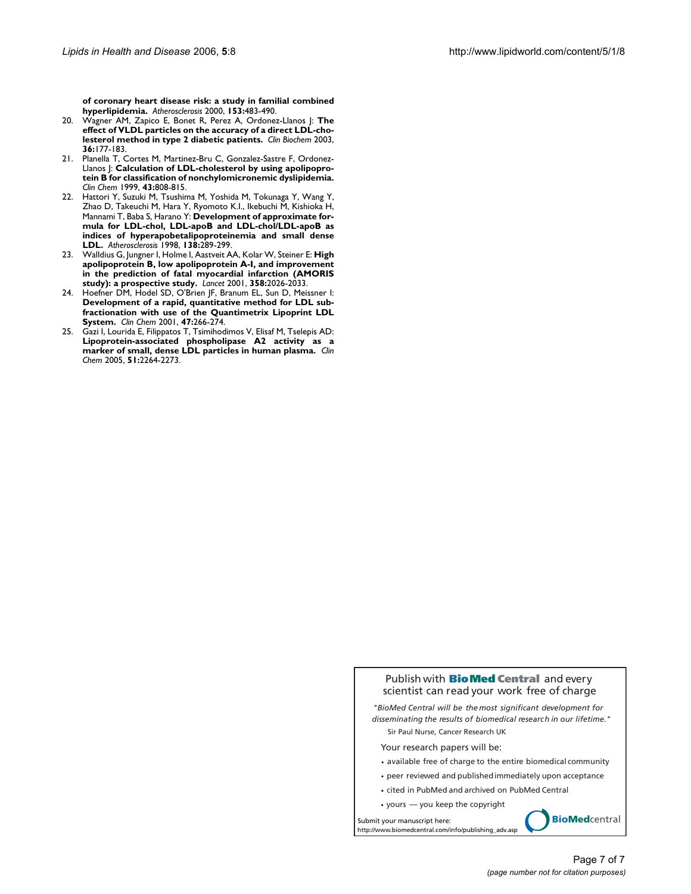**of coronary heart disease risk: a study in familial combined hyperlipidemia.** *Atherosclerosis* 2000, **153:**483-490.

20. Wagner AM, Zapico E, Bonet R, Perez A, Ordonez-Llanos J: **The effect of VLDL particles on the accuracy of a direct LDL-cholesterol method in type 2 diabetic patients.** *Clin Biochem* 2003, **36:**177-183.
21. Planella T, Cortes M, Martinez-Bru C, Gonzalez-Sastre F, Ordonez-Llanos J: **Calculation of LDL-cholesterol by using apolipoprotein B for classification of nonchylomicronemic dyslipidemia.** *Clin Chem* 1999, **43:**808-815.
22. Hattori Y, Suzuki M, Tsushima M, Yoshida M, Tokunaga Y, Wang Y, Zhao D, Takeuchi M, Hara Y, Ryomoto K.I., Ikebuchi M, Kishioka H, Mannami T, Baba S, Harano Y: **Development of approximate formula for LDL-chol, LDL-apoB and LDL-chol/LDL-apoB as indices of hyperapobetalipoproteinemia and small dense LDL.** *Atherosclerosis* 1998, **138:**289-299.
23. Walldius G, Jungner I, Holme I, Aastveit AA, Kolar W, Steiner E: **High apolipoprotein B, low apolipoprotein A-I, and improvement in the prediction of fatal myocardial infarction (AMORIS study): a prospective study.** *Lancet* 2001, **358:**2026-2033.
24. Hoefner DM, Hodel SD, O'Brien JF, Branum EL, Sun D, Meissner I: **Development of a rapid, quantitative method for LDL subfractionation with use of the Quantimetrix Lipoprint LDL System.** *Clin Chem* 2001, **47:**266-274.
25. Gazi I, Lourida E, Filippatos T, Tsimihodimos V, Elisaf M, Tselepis AD: **Lipoprotein-associated phospholipase A2 activity as a marker of small, dense LDL particles in human plasma.** *Clin Chem* 2005, **51:**2264-2273.

Publish with **BioMed Central** and every scientist can read your work free of charge

*"BioMed Central will be the most significant development for disseminating the results of biomedical research in our lifetime."*

Sir Paul Nurse, Cancer Research UK

Your research papers will be:

- available free of charge to the entire biomedical community
- peer reviewed and published immediately upon acceptance
- cited in PubMed and archived on PubMed Central
- yours — you keep the copyright

Submit your manuscript here:
http://www.biomedcentral.com/info/publishing_adv.asp

**BioMed**central